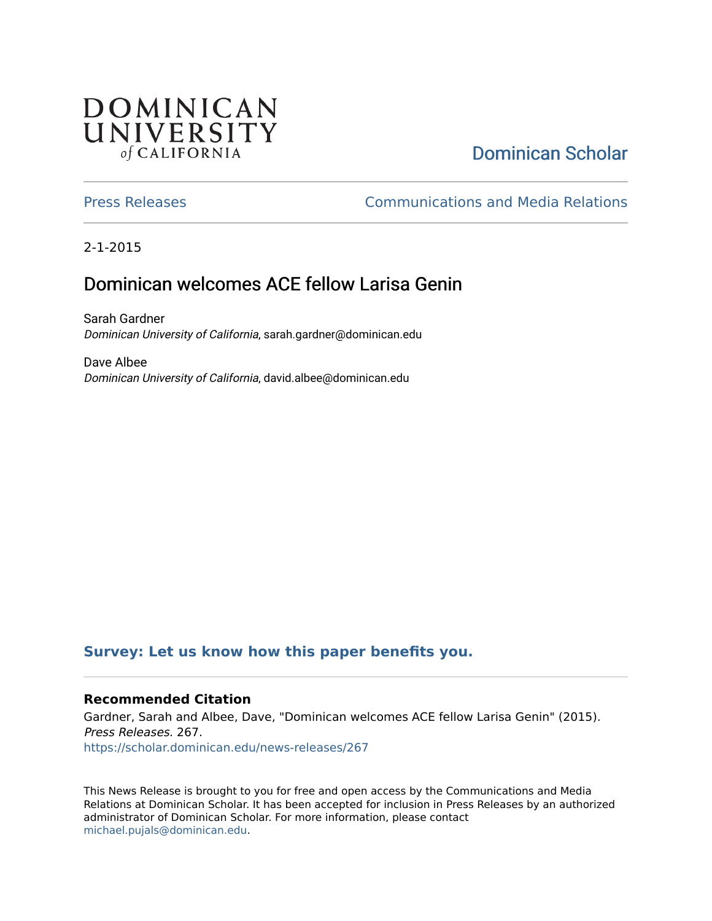DOMINICAN UNIVERSITY *of* CALIFORNIA

Dominican Scholar

Press Releases | Communications and Media Relations

2-1-2015

# Dominican welcomes ACE fellow Larisa Genin

Sarah Gardner
*Dominican University of California*, sarah.gardner@dominican.edu

Dave Albee
*Dominican University of California*, david.albee@dominican.edu

**Survey: Let us know how this paper benefits you.**

### Recommended Citation

Gardner, Sarah and Albee, Dave, "Dominican welcomes ACE fellow Larisa Genin" (2015). *Press Releases*. 267.
https://scholar.dominican.edu/news-releases/267

This News Release is brought to you for free and open access by the Communications and Media Relations at Dominican Scholar. It has been accepted for inclusion in Press Releases by an authorized administrator of Dominican Scholar. For more information, please contact michael.pujals@dominican.edu.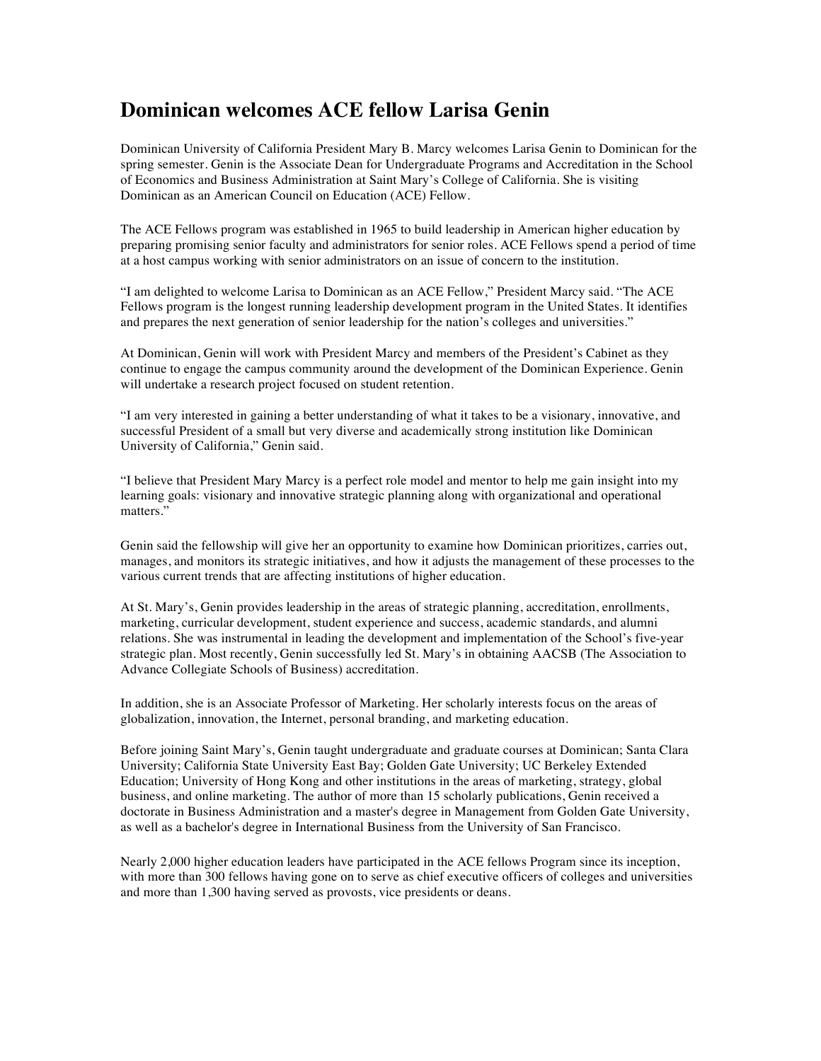# Dominican welcomes ACE fellow Larisa Genin

Dominican University of California President Mary B. Marcy welcomes Larisa Genin to Dominican for the spring semester. Genin is the Associate Dean for Undergraduate Programs and Accreditation in the School of Economics and Business Administration at Saint Mary's College of California. She is visiting Dominican as an American Council on Education (ACE) Fellow.

The ACE Fellows program was established in 1965 to build leadership in American higher education by preparing promising senior faculty and administrators for senior roles. ACE Fellows spend a period of time at a host campus working with senior administrators on an issue of concern to the institution.

"I am delighted to welcome Larisa to Dominican as an ACE Fellow," President Marcy said. "The ACE Fellows program is the longest running leadership development program in the United States. It identifies and prepares the next generation of senior leadership for the nation's colleges and universities."

At Dominican, Genin will work with President Marcy and members of the President's Cabinet as they continue to engage the campus community around the development of the Dominican Experience. Genin will undertake a research project focused on student retention.

"I am very interested in gaining a better understanding of what it takes to be a visionary, innovative, and successful President of a small but very diverse and academically strong institution like Dominican University of California," Genin said.

"I believe that President Mary Marcy is a perfect role model and mentor to help me gain insight into my learning goals: visionary and innovative strategic planning along with organizational and operational matters."

Genin said the fellowship will give her an opportunity to examine how Dominican prioritizes, carries out, manages, and monitors its strategic initiatives, and how it adjusts the management of these processes to the various current trends that are affecting institutions of higher education.

At St. Mary's, Genin provides leadership in the areas of strategic planning, accreditation, enrollments, marketing, curricular development, student experience and success, academic standards, and alumni relations. She was instrumental in leading the development and implementation of the School's five-year strategic plan. Most recently, Genin successfully led St. Mary's in obtaining AACSB (The Association to Advance Collegiate Schools of Business) accreditation.

In addition, she is an Associate Professor of Marketing. Her scholarly interests focus on the areas of globalization, innovation, the Internet, personal branding, and marketing education.

Before joining Saint Mary's, Genin taught undergraduate and graduate courses at Dominican; Santa Clara University; California State University East Bay; Golden Gate University; UC Berkeley Extended Education; University of Hong Kong and other institutions in the areas of marketing, strategy, global business, and online marketing. The author of more than 15 scholarly publications, Genin received a doctorate in Business Administration and a master's degree in Management from Golden Gate University, as well as a bachelor's degree in International Business from the University of San Francisco.

Nearly 2,000 higher education leaders have participated in the ACE fellows Program since its inception, with more than 300 fellows having gone on to serve as chief executive officers of colleges and universities and more than 1,300 having served as provosts, vice presidents or deans.